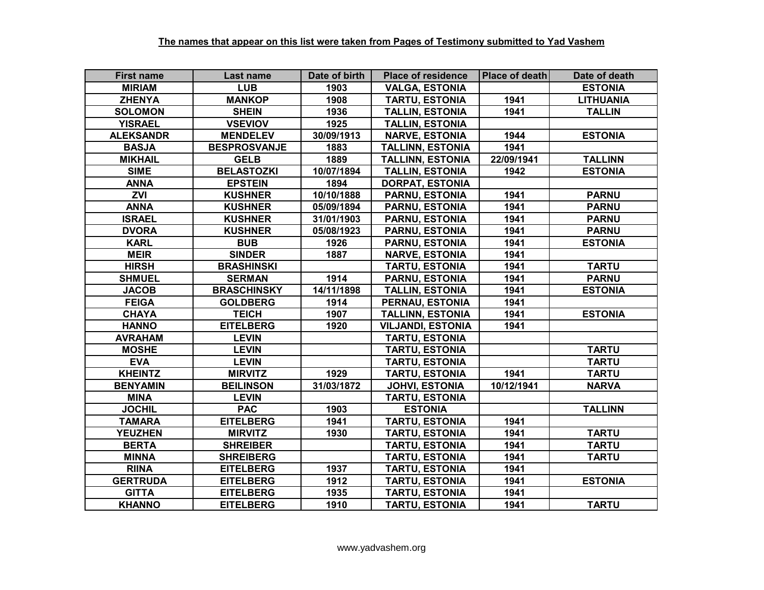**The names that appear on this list were taken from Pages of Testimony submitted to Yad Vashem**

| First name | Last name | Date of birth | Place of residence | Place of death | Date of death |
|---|---|---|---|---|---|
| MIRIAM | LUB | 1903 | VALGA, ESTONIA | | ESTONIA |
| ZHENYA | MANKOP | 1908 | TARTU, ESTONIA | 1941 | LITHUANIA |
| SOLOMON | SHEIN | 1936 | TALLIN, ESTONIA | 1941 | TALLIN |
| YISRAEL | VSEVIOV | 1925 | TALLIN, ESTONIA | | |
| ALEKSANDR | MENDELEV | 30/09/1913 | NARVE, ESTONIA | 1944 | ESTONIA |
| BASJA | BESPROSVANJE | 1883 | TALLINN, ESTONIA | 1941 | |
| MIKHAIL | GELB | 1889 | TALLINN, ESTONIA | 22/09/1941 | TALLINN |
| SIME | BELASTOZKI | 10/07/1894 | TALLIN, ESTONIA | 1942 | ESTONIA |
| ANNA | EPSTEIN | 1894 | DORPAT, ESTONIA | | |
| ZVI | KUSHNER | 10/10/1888 | PARNU, ESTONIA | 1941 | PARNU |
| ANNA | KUSHNER | 05/09/1894 | PARNU, ESTONIA | 1941 | PARNU |
| ISRAEL | KUSHNER | 31/01/1903 | PARNU, ESTONIA | 1941 | PARNU |
| DVORA | KUSHNER | 05/08/1923 | PARNU, ESTONIA | 1941 | PARNU |
| KARL | BUB | 1926 | PARNU, ESTONIA | 1941 | ESTONIA |
| MEIR | SINDER | 1887 | NARVE, ESTONIA | 1941 | |
| HIRSH | BRASHINSKI | | TARTU, ESTONIA | 1941 | TARTU |
| SHMUEL | SERMAN | 1914 | PARNU, ESTONIA | 1941 | PARNU |
| JACOB | BRASCHINSKY | 14/11/1898 | TALLIN, ESTONIA | 1941 | ESTONIA |
| FEIGA | GOLDBERG | 1914 | PERNAU, ESTONIA | 1941 | |
| CHAYA | TEICH | 1907 | TALLINN, ESTONIA | 1941 | ESTONIA |
| HANNO | EITELBERG | 1920 | VILJANDI, ESTONIA | 1941 | |
| AVRAHAM | LEVIN | | TARTU, ESTONIA | | |
| MOSHE | LEVIN | | TARTU, ESTONIA | | TARTU |
| EVA | LEVIN | | TARTU, ESTONIA | | TARTU |
| KHEINTZ | MIRVITZ | 1929 | TARTU, ESTONIA | 1941 | TARTU |
| BENYAMIN | BEILINSON | 31/03/1872 | JOHVI, ESTONIA | 10/12/1941 | NARVA |
| MINA | LEVIN | | TARTU, ESTONIA | | |
| JOCHIL | PAC | 1903 | ESTONIA | | TALLINN |
| TAMARA | EITELBERG | 1941 | TARTU, ESTONIA | 1941 | |
| YEUZHEN | MIRVITZ | 1930 | TARTU, ESTONIA | 1941 | TARTU |
| BERTA | SHREIBER | | TARTU, ESTONIA | 1941 | TARTU |
| MINNA | SHREIBERG | | TARTU, ESTONIA | 1941 | TARTU |
| RIINA | EITELBERG | 1937 | TARTU, ESTONIA | 1941 | |
| GERTRUDA | EITELBERG | 1912 | TARTU, ESTONIA | 1941 | ESTONIA |
| GITTA | EITELBERG | 1935 | TARTU, ESTONIA | 1941 | |
| KHANNO | EITELBERG | 1910 | TARTU, ESTONIA | 1941 | TARTU |

www.yadvashem.org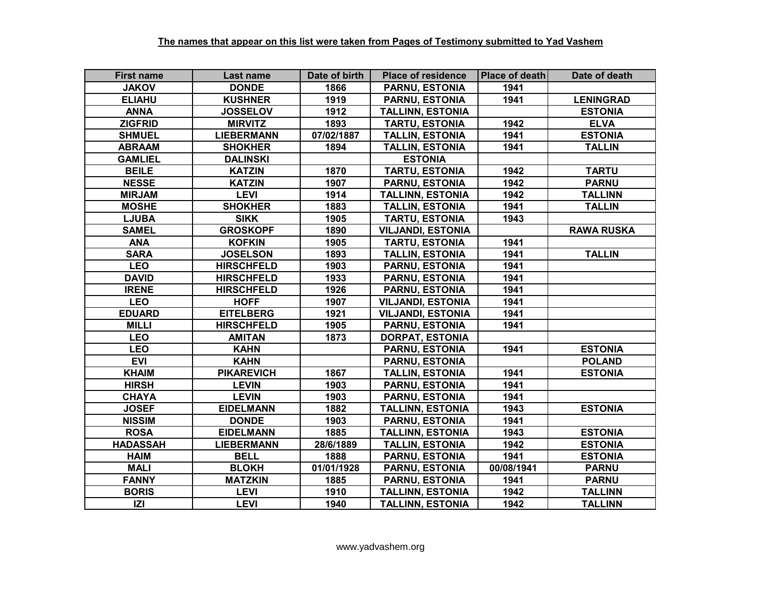**The names that appear on this list were taken from Pages of Testimony submitted to Yad Vashem**

| First name | Last name | Date of birth | Place of residence | Place of death | Date of death |
|---|---|---|---|---|---|
| JAKOV | DONDE | 1866 | PARNU, ESTONIA | 1941 | |
| ELIAHU | KUSHNER | 1919 | PARNU, ESTONIA | 1941 | LENINGRAD |
| ANNA | JOSSELOV | 1912 | TALLINN, ESTONIA | | ESTONIA |
| ZIGFRID | MIRVITZ | 1893 | TARTU, ESTONIA | 1942 | ELVA |
| SHMUEL | LIEBERMANN | 07/02/1887 | TALLIN, ESTONIA | 1941 | ESTONIA |
| ABRAAM | SHOKHER | 1894 | TALLIN, ESTONIA | 1941 | TALLIN |
| GAMLIEL | DALINSKI | | ESTONIA | | |
| BEILE | KATZIN | 1870 | TARTU, ESTONIA | 1942 | TARTU |
| NESSE | KATZIN | 1907 | PARNU, ESTONIA | 1942 | PARNU |
| MIRJAM | LEVI | 1914 | TALLINN, ESTONIA | 1942 | TALLINN |
| MOSHE | SHOKHER | 1883 | TALLIN, ESTONIA | 1941 | TALLIN |
| LJUBA | SIKK | 1905 | TARTU, ESTONIA | 1943 | |
| SAMEL | GROSKOPF | 1890 | VILJANDI, ESTONIA | | RAWA RUSKA |
| ANA | KOFKIN | 1905 | TARTU, ESTONIA | 1941 | |
| SARA | JOSELSON | 1893 | TALLIN, ESTONIA | 1941 | TALLIN |
| LEO | HIRSCHFELD | 1903 | PARNU, ESTONIA | 1941 | |
| DAVID | HIRSCHFELD | 1933 | PARNU, ESTONIA | 1941 | |
| IRENE | HIRSCHFELD | 1926 | PARNU, ESTONIA | 1941 | |
| LEO | HOFF | 1907 | VILJANDI, ESTONIA | 1941 | |
| EDUARD | EITELBERG | 1921 | VILJANDI, ESTONIA | 1941 | |
| MILLI | HIRSCHFELD | 1905 | PARNU, ESTONIA | 1941 | |
| LEO | AMITAN | 1873 | DORPAT, ESTONIA | | |
| LEO | KAHN | | PARNU, ESTONIA | 1941 | ESTONIA |
| EVI | KAHN | | PARNU, ESTONIA | | POLAND |
| KHAIM | PIKAREVICH | 1867 | TALLIN, ESTONIA | 1941 | ESTONIA |
| HIRSH | LEVIN | 1903 | PARNU, ESTONIA | 1941 | |
| CHAYA | LEVIN | 1903 | PARNU, ESTONIA | 1941 | |
| JOSEF | EIDELMANN | 1882 | TALLINN, ESTONIA | 1943 | ESTONIA |
| NISSIM | DONDE | 1903 | PARNU, ESTONIA | 1941 | |
| ROSA | EIDELMANN | 1885 | TALLINN, ESTONIA | 1943 | ESTONIA |
| HADASSAH | LIEBERMANN | 28/6/1889 | TALLIN, ESTONIA | 1942 | ESTONIA |
| HAIM | BELL | 1888 | PARNU, ESTONIA | 1941 | ESTONIA |
| MALI | BLOKH | 01/01/1928 | PARNU, ESTONIA | 00/08/1941 | PARNU |
| FANNY | MATZKIN | 1885 | PARNU, ESTONIA | 1941 | PARNU |
| BORIS | LEVI | 1910 | TALLINN, ESTONIA | 1942 | TALLINN |
| IZI | LEVI | 1940 | TALLINN, ESTONIA | 1942 | TALLINN |

www.yadvashem.org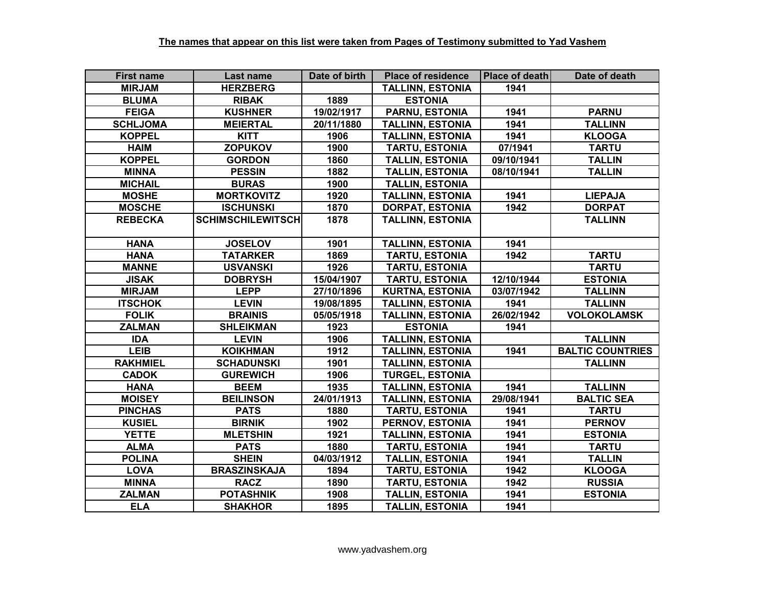**The names that appear on this list were taken from Pages of Testimony submitted to Yad Vashem**

| First name | Last name | Date of birth | Place of residence | Place of death | Date of death |
|---|---|---|---|---|---|
| MIRJAM | HERZBERG | | TALLINN, ESTONIA | 1941 | |
| BLUMA | RIBAK | 1889 | ESTONIA | | |
| FEIGA | KUSHNER | 19/02/1917 | PARNU, ESTONIA | 1941 | PARNU |
| SCHLJOMA | MEIERTAL | 20/11/1880 | TALLINN, ESTONIA | 1941 | TALLINN |
| KOPPEL | KITT | 1906 | TALLINN, ESTONIA | 1941 | KLOOGA |
| HAIM | ZOPUKOV | 1900 | TARTU, ESTONIA | 07/1941 | TARTU |
| KOPPEL | GORDON | 1860 | TALLIN, ESTONIA | 09/10/1941 | TALLIN |
| MINNA | PESSIN | 1882 | TALLIN, ESTONIA | 08/10/1941 | TALLIN |
| MICHAIL | BURAS | 1900 | TALLIN, ESTONIA | | |
| MOSHE | MORTKOVITZ | 1920 | TALLINN, ESTONIA | 1941 | LIEPAJA |
| MOSCHE | ISCHUNSKI | 1870 | DORPAT, ESTONIA | 1942 | DORPAT |
| REBECKA | SCHIMSCHILEWITSCH | 1878 | TALLINN, ESTONIA | | TALLINN |
| HANA | JOSELOV | 1901 | TALLINN, ESTONIA | 1941 | |
| HANA | TATARKER | 1869 | TARTU, ESTONIA | 1942 | TARTU |
| MANNE | USVANSKI | 1926 | TARTU, ESTONIA | | TARTU |
| JISAK | DOBRYSH | 15/04/1907 | TARTU, ESTONIA | 12/10/1944 | ESTONIA |
| MIRJAM | LEPP | 27/10/1896 | KURTNA, ESTONIA | 03/07/1942 | TALLINN |
| ITSCHOK | LEVIN | 19/08/1895 | TALLINN, ESTONIA | 1941 | TALLINN |
| FOLIK | BRAINIS | 05/05/1918 | TALLINN, ESTONIA | 26/02/1942 | VOLOKOLAMSK |
| ZALMAN | SHLEIKMAN | 1923 | ESTONIA | 1941 | |
| IDA | LEVIN | 1906 | TALLINN, ESTONIA | | TALLINN |
| LEIB | KOIKHMAN | 1912 | TALLINN, ESTONIA | 1941 | BALTIC COUNTRIES |
| RAKHMIEL | SCHADUNSKI | 1901 | TALLINN, ESTONIA | | TALLINN |
| CADOK | GUREWICH | 1906 | TURGEL, ESTONIA | | |
| HANA | BEEM | 1935 | TALLINN, ESTONIA | 1941 | TALLINN |
| MOISEY | BEILINSON | 24/01/1913 | TALLINN, ESTONIA | 29/08/1941 | BALTIC SEA |
| PINCHAS | PATS | 1880 | TARTU, ESTONIA | 1941 | TARTU |
| KUSIEL | BIRNIK | 1902 | PERNOV, ESTONIA | 1941 | PERNOV |
| YETTE | MLETSHIN | 1921 | TALLINN, ESTONIA | 1941 | ESTONIA |
| ALMA | PATS | 1880 | TARTU, ESTONIA | 1941 | TARTU |
| POLINA | SHEIN | 04/03/1912 | TALLIN, ESTONIA | 1941 | TALLIN |
| LOVA | BRASZINSKAJA | 1894 | TARTU, ESTONIA | 1942 | KLOOGA |
| MINNA | RACZ | 1890 | TARTU, ESTONIA | 1942 | RUSSIA |
| ZALMAN | POTASHNIK | 1908 | TALLIN, ESTONIA | 1941 | ESTONIA |
| ELA | SHAKHOR | 1895 | TALLIN, ESTONIA | 1941 | |

www.yadvashem.org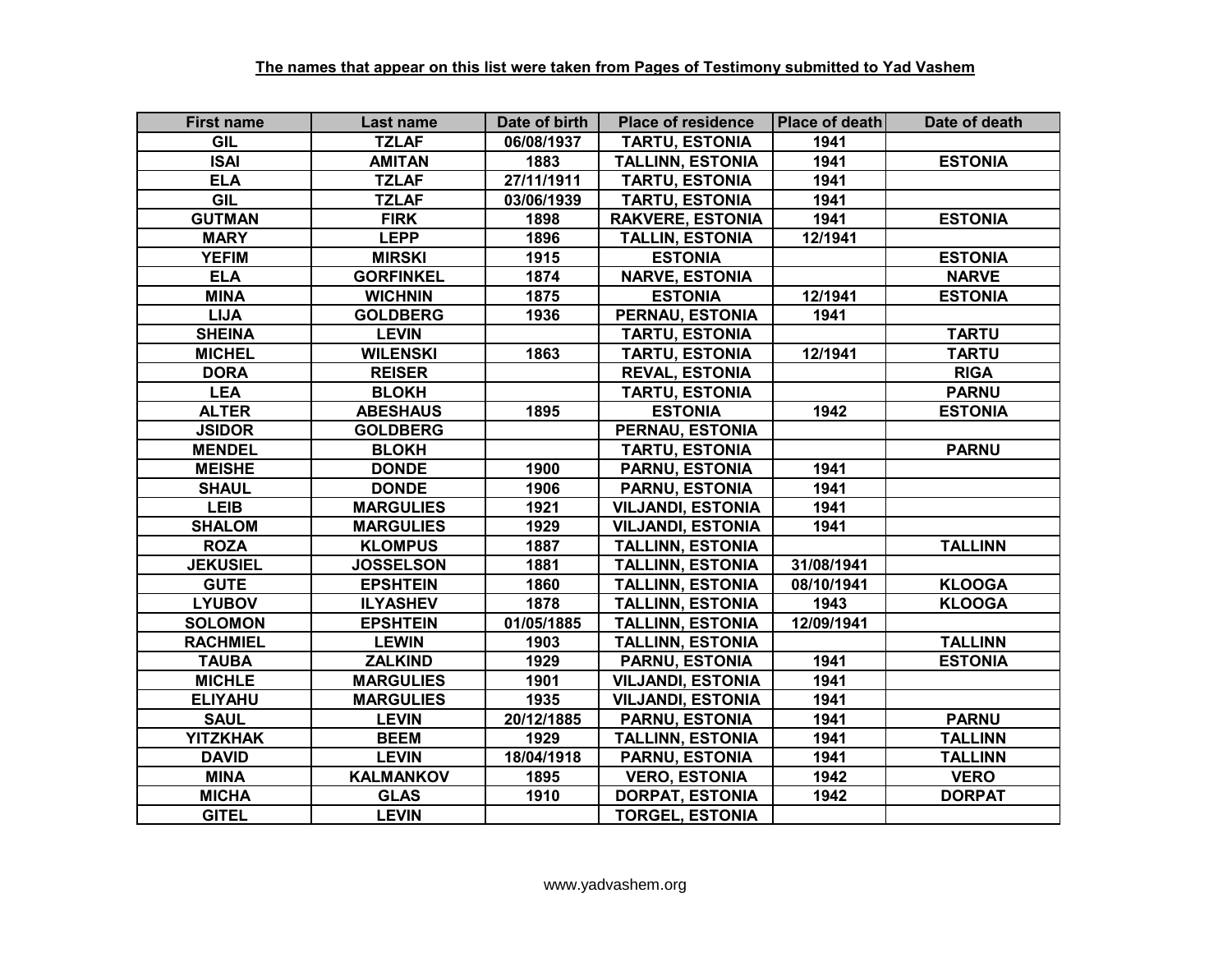**The names that appear on this list were taken from Pages of Testimony submitted to Yad Vashem**

| First name | Last name | Date of birth | Place of residence | Place of death | Date of death |
|---|---|---|---|---|---|
| GIL | TZLAF | 06/08/1937 | TARTU, ESTONIA | 1941 | |
| ISAI | AMITAN | 1883 | TALLINN, ESTONIA | 1941 | ESTONIA |
| ELA | TZLAF | 27/11/1911 | TARTU, ESTONIA | 1941 | |
| GIL | TZLAF | 03/06/1939 | TARTU, ESTONIA | 1941 | |
| GUTMAN | FIRK | 1898 | RAKVERE, ESTONIA | 1941 | ESTONIA |
| MARY | LEPP | 1896 | TALLIN, ESTONIA | 12/1941 | |
| YEFIM | MIRSKI | 1915 | ESTONIA | | ESTONIA |
| ELA | GORFINKEL | 1874 | NARVE, ESTONIA | | NARVE |
| MINA | WICHNIN | 1875 | ESTONIA | 12/1941 | ESTONIA |
| LIJA | GOLDBERG | 1936 | PERNAU, ESTONIA | 1941 | |
| SHEINA | LEVIN | | TARTU, ESTONIA | | TARTU |
| MICHEL | WILENSKI | 1863 | TARTU, ESTONIA | 12/1941 | TARTU |
| DORA | REISER | | REVAL, ESTONIA | | RIGA |
| LEA | BLOKH | | TARTU, ESTONIA | | PARNU |
| ALTER | ABESHAUS | 1895 | ESTONIA | 1942 | ESTONIA |
| JSIDOR | GOLDBERG | | PERNAU, ESTONIA | | |
| MENDEL | BLOKH | | TARTU, ESTONIA | | PARNU |
| MEISHE | DONDE | 1900 | PARNU, ESTONIA | 1941 | |
| SHAUL | DONDE | 1906 | PARNU, ESTONIA | 1941 | |
| LEIB | MARGULIES | 1921 | VILJANDI, ESTONIA | 1941 | |
| SHALOM | MARGULIES | 1929 | VILJANDI, ESTONIA | 1941 | |
| ROZA | KLOMPUS | 1887 | TALLINN, ESTONIA | | TALLINN |
| JEKUSIEL | JOSSELSON | 1881 | TALLINN, ESTONIA | 31/08/1941 | |
| GUTE | EPSHTEIN | 1860 | TALLINN, ESTONIA | 08/10/1941 | KLOOGA |
| LYUBOV | ILYASHEV | 1878 | TALLINN, ESTONIA | 1943 | KLOOGA |
| SOLOMON | EPSHTEIN | 01/05/1885 | TALLINN, ESTONIA | 12/09/1941 | |
| RACHMIEL | LEWIN | 1903 | TALLINN, ESTONIA | | TALLINN |
| TAUBA | ZALKIND | 1929 | PARNU, ESTONIA | 1941 | ESTONIA |
| MICHLE | MARGULIES | 1901 | VILJANDI, ESTONIA | 1941 | |
| ELIYAHU | MARGULIES | 1935 | VILJANDI, ESTONIA | 1941 | |
| SAUL | LEVIN | 20/12/1885 | PARNU, ESTONIA | 1941 | PARNU |
| YITZKHAK | BEEM | 1929 | TALLINN, ESTONIA | 1941 | TALLINN |
| DAVID | LEVIN | 18/04/1918 | PARNU, ESTONIA | 1941 | TALLINN |
| MINA | KALMANKOV | 1895 | VERO, ESTONIA | 1942 | VERO |
| MICHA | GLAS | 1910 | DORPAT, ESTONIA | 1942 | DORPAT |
| GITEL | LEVIN | | TORGEL, ESTONIA | | |

www.yadvashem.org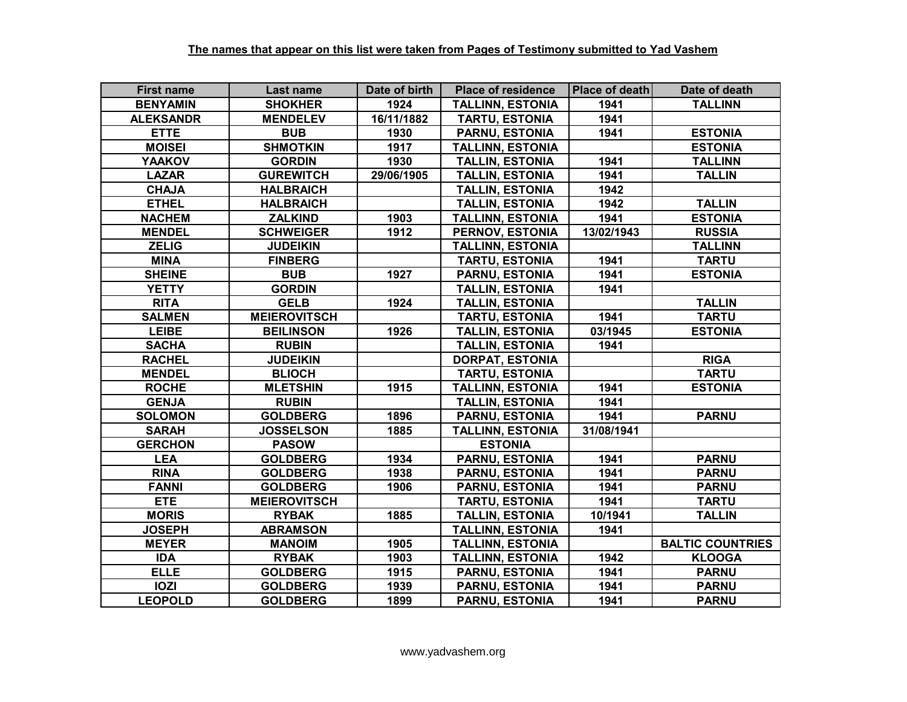**The names that appear on this list were taken from Pages of Testimony submitted to Yad Vashem**

| First name | Last name | Date of birth | Place of residence | Place of death | Date of death |
|---|---|---|---|---|---|
| BENYAMIN | SHOKHER | 1924 | TALLINN, ESTONIA | 1941 | TALLINN |
| ALEKSANDR | MENDELEV | 16/11/1882 | TARTU, ESTONIA | 1941 | |
| ETTE | BUB | 1930 | PARNU, ESTONIA | 1941 | ESTONIA |
| MOISEI | SHMOTKIN | 1917 | TALLINN, ESTONIA | | ESTONIA |
| YAAKOV | GORDIN | 1930 | TALLIN, ESTONIA | 1941 | TALLINN |
| LAZAR | GUREWITCH | 29/06/1905 | TALLIN, ESTONIA | 1941 | TALLIN |
| CHAJA | HALBRAICH | | TALLIN, ESTONIA | 1942 | |
| ETHEL | HALBRAICH | | TALLIN, ESTONIA | 1942 | TALLIN |
| NACHEM | ZALKIND | 1903 | TALLINN, ESTONIA | 1941 | ESTONIA |
| MENDEL | SCHWEIGER | 1912 | PERNOV, ESTONIA | 13/02/1943 | RUSSIA |
| ZELIG | JUDEIKIN | | TALLINN, ESTONIA | | TALLINN |
| MINA | FINBERG | | TARTU, ESTONIA | 1941 | TARTU |
| SHEINE | BUB | 1927 | PARNU, ESTONIA | 1941 | ESTONIA |
| YETTY | GORDIN | | TALLIN, ESTONIA | 1941 | |
| RITA | GELB | 1924 | TALLIN, ESTONIA | | TALLIN |
| SALMEN | MEIEROVITSCH | | TARTU, ESTONIA | 1941 | TARTU |
| LEIBE | BEILINSON | 1926 | TALLIN, ESTONIA | 03/1945 | ESTONIA |
| SACHA | RUBIN | | TALLIN, ESTONIA | 1941 | |
| RACHEL | JUDEIKIN | | DORPAT, ESTONIA | | RIGA |
| MENDEL | BLIOCH | | TARTU, ESTONIA | | TARTU |
| ROCHE | MLETSHIN | 1915 | TALLINN, ESTONIA | 1941 | ESTONIA |
| GENJA | RUBIN | | TALLIN, ESTONIA | 1941 | |
| SOLOMON | GOLDBERG | 1896 | PARNU, ESTONIA | 1941 | PARNU |
| SARAH | JOSSELSON | 1885 | TALLINN, ESTONIA | 31/08/1941 | |
| GERCHON | PASOW | | ESTONIA | | |
| LEA | GOLDBERG | 1934 | PARNU, ESTONIA | 1941 | PARNU |
| RINA | GOLDBERG | 1938 | PARNU, ESTONIA | 1941 | PARNU |
| FANNI | GOLDBERG | 1906 | PARNU, ESTONIA | 1941 | PARNU |
| ETE | MEIEROVITSCH | | TARTU, ESTONIA | 1941 | TARTU |
| MORIS | RYBAK | 1885 | TALLIN, ESTONIA | 10/1941 | TALLIN |
| JOSEPH | ABRAMSON | | TALLINN, ESTONIA | 1941 | |
| MEYER | MANOIM | 1905 | TALLINN, ESTONIA | | BALTIC COUNTRIES |
| IDA | RYBAK | 1903 | TALLINN, ESTONIA | 1942 | KLOOGA |
| ELLE | GOLDBERG | 1915 | PARNU, ESTONIA | 1941 | PARNU |
| IOZI | GOLDBERG | 1939 | PARNU, ESTONIA | 1941 | PARNU |
| LEOPOLD | GOLDBERG | 1899 | PARNU, ESTONIA | 1941 | PARNU |

www.yadvashem.org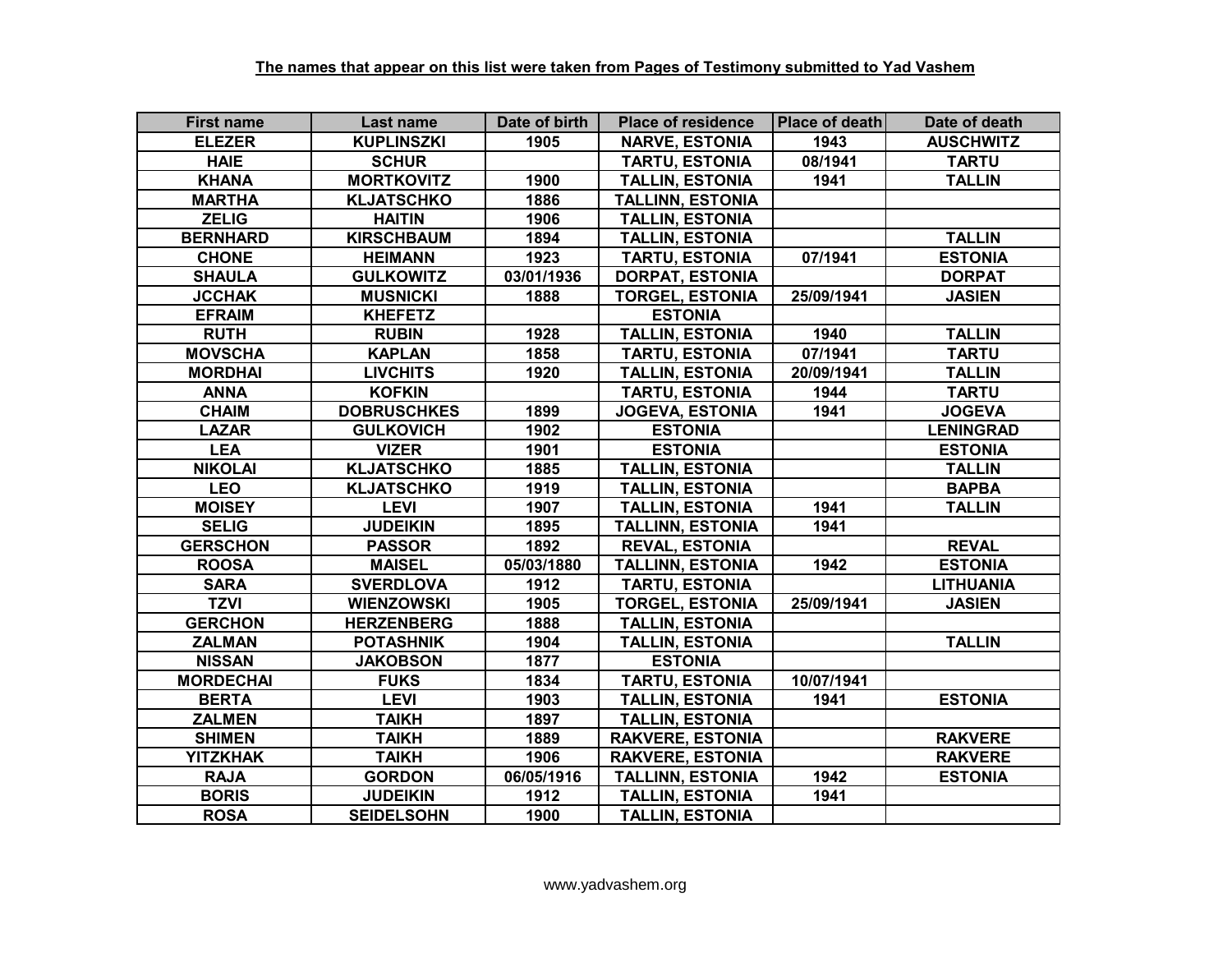**The names that appear on this list were taken from Pages of Testimony submitted to Yad Vashem**

| First name | Last name | Date of birth | Place of residence | Place of death | Date of death |
|---|---|---|---|---|---|
| ELEZER | KUPLINSZKI | 1905 | NARVE, ESTONIA | 1943 | AUSCHWITZ |
| HAIE | SCHUR | | TARTU, ESTONIA | 08/1941 | TARTU |
| KHANA | MORTKOVITZ | 1900 | TALLIN, ESTONIA | 1941 | TALLIN |
| MARTHA | KLJATSCHKO | 1886 | TALLINN, ESTONIA | | |
| ZELIG | HAITIN | 1906 | TALLIN, ESTONIA | | |
| BERNHARD | KIRSCHBAUM | 1894 | TALLIN, ESTONIA | | TALLIN |
| CHONE | HEIMANN | 1923 | TARTU, ESTONIA | 07/1941 | ESTONIA |
| SHAULA | GULKOWITZ | 03/01/1936 | DORPAT, ESTONIA | | DORPAT |
| JCCHAK | MUSNICKI | 1888 | TORGEL, ESTONIA | 25/09/1941 | JASIEN |
| EFRAIM | KHEFETZ | | ESTONIA | | |
| RUTH | RUBIN | 1928 | TALLIN, ESTONIA | 1940 | TALLIN |
| MOVSCHA | KAPLAN | 1858 | TARTU, ESTONIA | 07/1941 | TARTU |
| MORDHAI | LIVCHITS | 1920 | TALLIN, ESTONIA | 20/09/1941 | TALLIN |
| ANNA | KOFKIN | | TARTU, ESTONIA | 1944 | TARTU |
| CHAIM | DOBRUSCHKES | 1899 | JOGEVA, ESTONIA | 1941 | JOGEVA |
| LAZAR | GULKOVICH | 1902 | ESTONIA | | LENINGRAD |
| LEA | VIZER | 1901 | ESTONIA | | ESTONIA |
| NIKOLAI | KLJATSCHKO | 1885 | TALLIN, ESTONIA | | TALLIN |
| LEO | KLJATSCHKO | 1919 | TALLIN, ESTONIA | | BAPBA |
| MOISEY | LEVI | 1907 | TALLIN, ESTONIA | 1941 | TALLIN |
| SELIG | JUDEIKIN | 1895 | TALLINN, ESTONIA | 1941 | |
| GERSCHON | PASSOR | 1892 | REVAL, ESTONIA | | REVAL |
| ROOSA | MAISEL | 05/03/1880 | TALLINN, ESTONIA | 1942 | ESTONIA |
| SARA | SVERDLOVA | 1912 | TARTU, ESTONIA | | LITHUANIA |
| TZVI | WIENZOWSKI | 1905 | TORGEL, ESTONIA | 25/09/1941 | JASIEN |
| GERCHON | HERZENBERG | 1888 | TALLIN, ESTONIA | | |
| ZALMAN | POTASHNIK | 1904 | TALLIN, ESTONIA | | TALLIN |
| NISSAN | JAKOBSON | 1877 | ESTONIA | | |
| MORDECHAI | FUKS | 1834 | TARTU, ESTONIA | 10/07/1941 | |
| BERTA | LEVI | 1903 | TALLIN, ESTONIA | 1941 | ESTONIA |
| ZALMEN | TAIKH | 1897 | TALLIN, ESTONIA | | |
| SHIMEN | TAIKH | 1889 | RAKVERE, ESTONIA | | RAKVERE |
| YITZKHAK | TAIKH | 1906 | RAKVERE, ESTONIA | | RAKVERE |
| RAJA | GORDON | 06/05/1916 | TALLINN, ESTONIA | 1942 | ESTONIA |
| BORIS | JUDEIKIN | 1912 | TALLIN, ESTONIA | 1941 | |
| ROSA | SEIDELSOHN | 1900 | TALLIN, ESTONIA | | |

www.yadvashem.org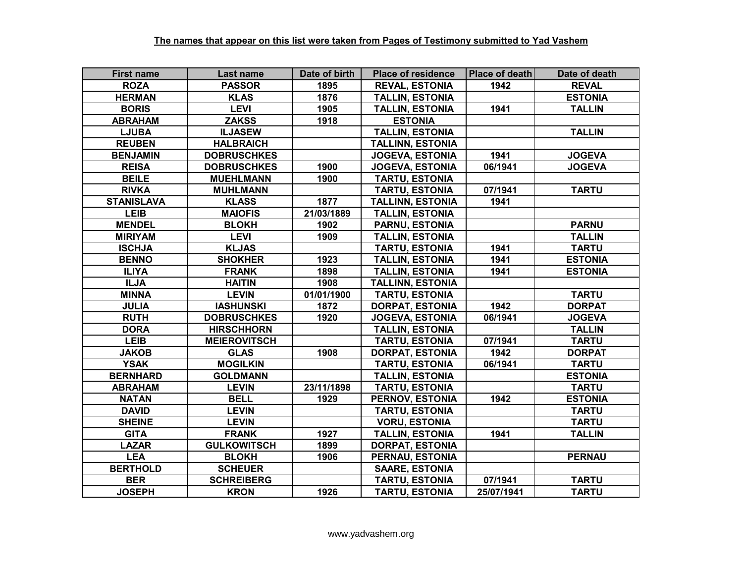**The names that appear on this list were taken from Pages of Testimony submitted to Yad Vashem**

| First name | Last name | Date of birth | Place of residence | Place of death | Date of death |
| --- | --- | --- | --- | --- | --- |
| ROZA | PASSOR | 1895 | REVAL, ESTONIA | 1942 | REVAL |
| HERMAN | KLAS | 1876 | TALLIN, ESTONIA | | ESTONIA |
| BORIS | LEVI | 1905 | TALLIN, ESTONIA | 1941 | TALLIN |
| ABRAHAM | ZAKSS | 1918 | ESTONIA | | |
| LJUBA | ILJASEW | | TALLIN, ESTONIA | | TALLIN |
| REUBEN | HALBRAICH | | TALLINN, ESTONIA | | |
| BENJAMIN | DOBRUSCHKES | | JOGEVA, ESTONIA | 1941 | JOGEVA |
| REISA | DOBRUSCHKES | 1900 | JOGEVA, ESTONIA | 06/1941 | JOGEVA |
| BEILE | MUEHLMANN | 1900 | TARTU, ESTONIA | | |
| RIVKA | MUHLMANN | | TARTU, ESTONIA | 07/1941 | TARTU |
| STANISLAVA | KLASS | 1877 | TALLINN, ESTONIA | 1941 | |
| LEIB | MAIOFIS | 21/03/1889 | TALLIN, ESTONIA | | |
| MENDEL | BLOKH | 1902 | PARNU, ESTONIA | | PARNU |
| MIRIYAM | LEVI | 1909 | TALLIN, ESTONIA | | TALLIN |
| ISCHJA | KLJAS | | TARTU, ESTONIA | 1941 | TARTU |
| BENNO | SHOKHER | 1923 | TALLIN, ESTONIA | 1941 | ESTONIA |
| ILIYA | FRANK | 1898 | TALLIN, ESTONIA | 1941 | ESTONIA |
| ILJA | HAITIN | 1908 | TALLINN, ESTONIA | | |
| MINNA | LEVIN | 01/01/1900 | TARTU, ESTONIA | | TARTU |
| JULIA | IASHUNSKI | 1872 | DORPAT, ESTONIA | 1942 | DORPAT |
| RUTH | DOBRUSCHKES | 1920 | JOGEVA, ESTONIA | 06/1941 | JOGEVA |
| DORA | HIRSCHHORN | | TALLIN, ESTONIA | | TALLIN |
| LEIB | MEIEROVITSCH | | TARTU, ESTONIA | 07/1941 | TARTU |
| JAKOB | GLAS | 1908 | DORPAT, ESTONIA | 1942 | DORPAT |
| YSAK | MOGILKIN | | TARTU, ESTONIA | 06/1941 | TARTU |
| BERNHARD | GOLDMANN | | TALLIN, ESTONIA | | ESTONIA |
| ABRAHAM | LEVIN | 23/11/1898 | TARTU, ESTONIA | | TARTU |
| NATAN | BELL | 1929 | PERNOV, ESTONIA | 1942 | ESTONIA |
| DAVID | LEVIN | | TARTU, ESTONIA | | TARTU |
| SHEINE | LEVIN | | VORU, ESTONIA | | TARTU |
| GITA | FRANK | 1927 | TALLIN, ESTONIA | 1941 | TALLIN |
| LAZAR | GULKOWITSCH | 1899 | DORPAT, ESTONIA | | |
| LEA | BLOKH | 1906 | PERNAU, ESTONIA | | PERNAU |
| BERTHOLD | SCHEUER | | SAARE, ESTONIA | | |
| BER | SCHREIBERG | | TARTU, ESTONIA | 07/1941 | TARTU |
| JOSEPH | KRON | 1926 | TARTU, ESTONIA | 25/07/1941 | TARTU |

www.yadvashem.org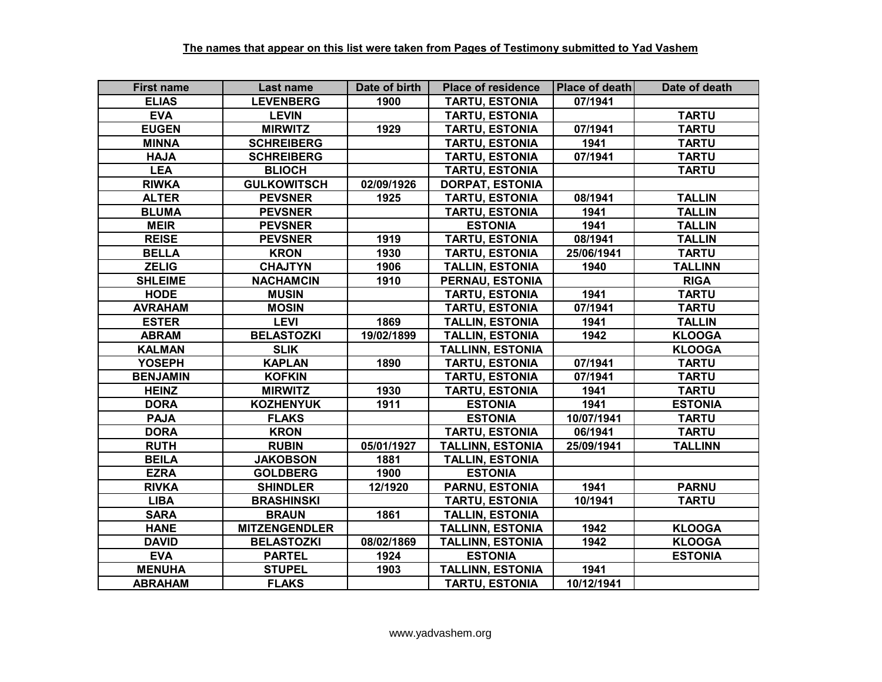**The names that appear on this list were taken from Pages of Testimony submitted to Yad Vashem**

| First name | Last name | Date of birth | Place of residence | Place of death | Date of death |
|---|---|---|---|---|---|
| ELIAS | LEVENBERG | 1900 | TARTU, ESTONIA | 07/1941 | |
| EVA | LEVIN | | TARTU, ESTONIA | | TARTU |
| EUGEN | MIRWITZ | 1929 | TARTU, ESTONIA | 07/1941 | TARTU |
| MINNA | SCHREIBERG | | TARTU, ESTONIA | 1941 | TARTU |
| HAJA | SCHREIBERG | | TARTU, ESTONIA | 07/1941 | TARTU |
| LEA | BLIOCH | | TARTU, ESTONIA | | TARTU |
| RIWKA | GULKOWITSCH | 02/09/1926 | DORPAT, ESTONIA | | |
| ALTER | PEVSNER | 1925 | TARTU, ESTONIA | 08/1941 | TALLIN |
| BLUMA | PEVSNER | | TARTU, ESTONIA | 1941 | TALLIN |
| MEIR | PEVSNER | | ESTONIA | 1941 | TALLIN |
| REISE | PEVSNER | 1919 | TARTU, ESTONIA | 08/1941 | TALLIN |
| BELLA | KRON | 1930 | TARTU, ESTONIA | 25/06/1941 | TARTU |
| ZELIG | CHAJTYN | 1906 | TALLIN, ESTONIA | 1940 | TALLINN |
| SHLEIME | NACHAMCIN | 1910 | PERNAU, ESTONIA | | RIGA |
| HODE | MUSIN | | TARTU, ESTONIA | 1941 | TARTU |
| AVRAHAM | MOSIN | | TARTU, ESTONIA | 07/1941 | TARTU |
| ESTER | LEVI | 1869 | TALLIN, ESTONIA | 1941 | TALLIN |
| ABRAM | BELASTOZKI | 19/02/1899 | TALLIN, ESTONIA | 1942 | KLOOGA |
| KALMAN | SLIK | | TALLINN, ESTONIA | | KLOOGA |
| YOSEPH | KAPLAN | 1890 | TARTU, ESTONIA | 07/1941 | TARTU |
| BENJAMIN | KOFKIN | | TARTU, ESTONIA | 07/1941 | TARTU |
| HEINZ | MIRWITZ | 1930 | TARTU, ESTONIA | 1941 | TARTU |
| DORA | KOZHENYUK | 1911 | ESTONIA | 1941 | ESTONIA |
| PAJA | FLAKS | | ESTONIA | 10/07/1941 | TARTU |
| DORA | KRON | | TARTU, ESTONIA | 06/1941 | TARTU |
| RUTH | RUBIN | 05/01/1927 | TALLINN, ESTONIA | 25/09/1941 | TALLINN |
| BEILA | JAKOBSON | 1881 | TALLIN, ESTONIA | | |
| EZRA | GOLDBERG | 1900 | ESTONIA | | |
| RIVKA | SHINDLER | 12/1920 | PARNU, ESTONIA | 1941 | PARNU |
| LIBA | BRASHINSKI | | TARTU, ESTONIA | 10/1941 | TARTU |
| SARA | BRAUN | 1861 | TALLIN, ESTONIA | | |
| HANE | MITZENGENDLER | | TALLINN, ESTONIA | 1942 | KLOOGA |
| DAVID | BELASTOZKI | 08/02/1869 | TALLINN, ESTONIA | 1942 | KLOOGA |
| EVA | PARTEL | 1924 | ESTONIA | | ESTONIA |
| MENUHA | STUPEL | 1903 | TALLINN, ESTONIA | 1941 | |
| ABRAHAM | FLAKS | | TARTU, ESTONIA | 10/12/1941 | |

www.yadvashem.org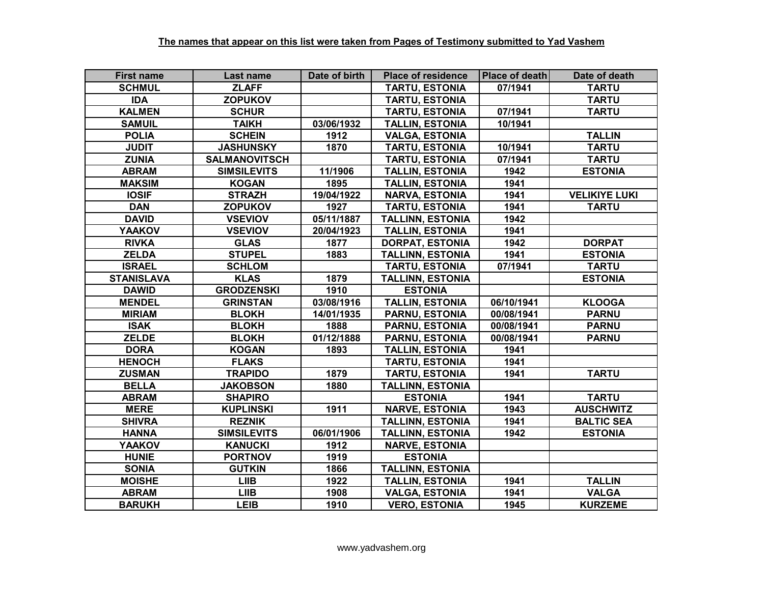**The names that appear on this list were taken from Pages of Testimony submitted to Yad Vashem**

| First name | Last name | Date of birth | Place of residence | Place of death | Date of death |
|---|---|---|---|---|---|
| SCHMUL | ZLAFF | | TARTU, ESTONIA | 07/1941 | TARTU |
| IDA | ZOPUKOV | | TARTU, ESTONIA | | TARTU |
| KALMEN | SCHUR | | TARTU, ESTONIA | 07/1941 | TARTU |
| SAMUIL | TAIKH | 03/06/1932 | TALLIN, ESTONIA | 10/1941 | |
| POLIA | SCHEIN | 1912 | VALGA, ESTONIA | | TALLIN |
| JUDIT | JASHUNSKY | 1870 | TARTU, ESTONIA | 10/1941 | TARTU |
| ZUNIA | SALMANOVITSCH | | TARTU, ESTONIA | 07/1941 | TARTU |
| ABRAM | SIMSILEVITS | 11/1906 | TALLIN, ESTONIA | 1942 | ESTONIA |
| MAKSIM | KOGAN | 1895 | TALLIN, ESTONIA | 1941 | |
| IOSIF | STRAZH | 19/04/1922 | NARVA, ESTONIA | 1941 | VELIKIYE LUKI |
| DAN | ZOPUKOV | 1927 | TARTU, ESTONIA | 1941 | TARTU |
| DAVID | VSEVIOV | 05/11/1887 | TALLINN, ESTONIA | 1942 | |
| YAAKOV | VSEVIOV | 20/04/1923 | TALLIN, ESTONIA | 1941 | |
| RIVKA | GLAS | 1877 | DORPAT, ESTONIA | 1942 | DORPAT |
| ZELDA | STUPEL | 1883 | TALLINN, ESTONIA | 1941 | ESTONIA |
| ISRAEL | SCHLOM | | TARTU, ESTONIA | 07/1941 | TARTU |
| STANISLAVA | KLAS | 1879 | TALLINN, ESTONIA | | ESTONIA |
| DAWID | GRODZENSKI | 1910 | ESTONIA | | |
| MENDEL | GRINSTAN | 03/08/1916 | TALLIN, ESTONIA | 06/10/1941 | KLOOGA |
| MIRIAM | BLOKH | 14/01/1935 | PARNU, ESTONIA | 00/08/1941 | PARNU |
| ISAK | BLOKH | 1888 | PARNU, ESTONIA | 00/08/1941 | PARNU |
| ZELDE | BLOKH | 01/12/1888 | PARNU, ESTONIA | 00/08/1941 | PARNU |
| DORA | KOGAN | 1893 | TALLIN, ESTONIA | 1941 | |
| HENOCH | FLAKS | | TARTU, ESTONIA | 1941 | |
| ZUSMAN | TRAPIDO | 1879 | TARTU, ESTONIA | 1941 | TARTU |
| BELLA | JAKOBSON | 1880 | TALLINN, ESTONIA | | |
| ABRAM | SHAPIRO | | ESTONIA | 1941 | TARTU |
| MERE | KUPLINSKI | 1911 | NARVE, ESTONIA | 1943 | AUSCHWITZ |
| SHIVRA | REZNIK | | TALLINN, ESTONIA | 1941 | BALTIC SEA |
| HANNA | SIMSILEVITS | 06/01/1906 | TALLINN, ESTONIA | 1942 | ESTONIA |
| YAAKOV | KANUCKI | 1912 | NARVE, ESTONIA | | |
| HUNIE | PORTNOV | 1919 | ESTONIA | | |
| SONIA | GUTKIN | 1866 | TALLINN, ESTONIA | | |
| MOISHE | LIIB | 1922 | TALLIN, ESTONIA | 1941 | TALLIN |
| ABRAM | LIIB | 1908 | VALGA, ESTONIA | 1941 | VALGA |
| BARUKH | LEIB | 1910 | VERO, ESTONIA | 1945 | KURZEME |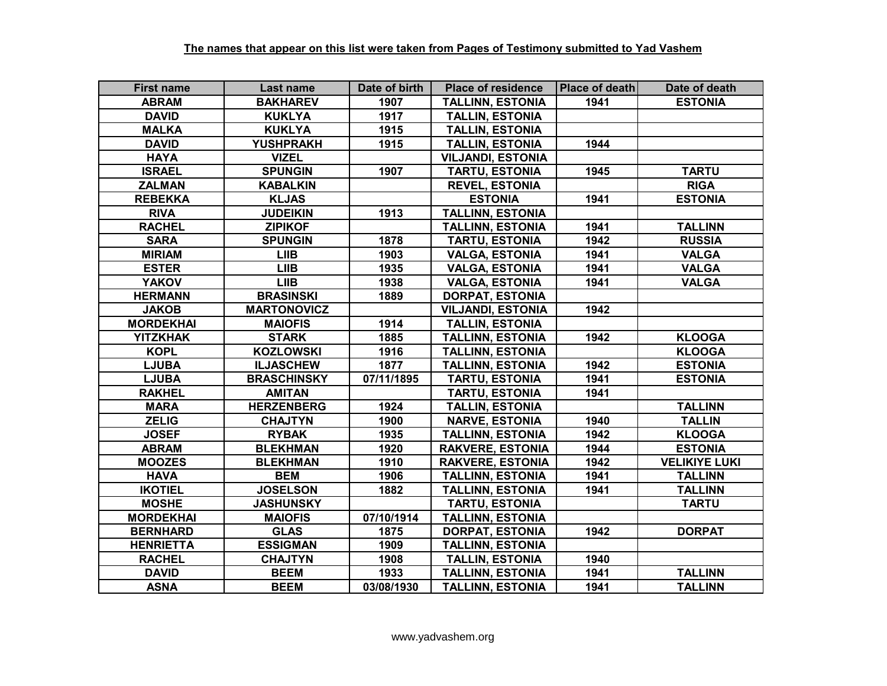**The names that appear on this list were taken from Pages of Testimony submitted to Yad Vashem**

| First name | Last name | Date of birth | Place of residence | Place of death | Date of death |
|---|---|---|---|---|---|
| ABRAM | BAKHAREV | 1907 | TALLINN, ESTONIA | 1941 | ESTONIA |
| DAVID | KUKLYA | 1917 | TALLIN, ESTONIA | | |
| MALKA | KUKLYA | 1915 | TALLIN, ESTONIA | | |
| DAVID | YUSHPRAKH | 1915 | TALLIN, ESTONIA | 1944 | |
| HAYA | VIZEL | | VILJANDI, ESTONIA | | |
| ISRAEL | SPUNGIN | 1907 | TARTU, ESTONIA | 1945 | TARTU |
| ZALMAN | KABALKIN | | REVEL, ESTONIA | | RIGA |
| REBEKKA | KLJAS | | ESTONIA | 1941 | ESTONIA |
| RIVA | JUDEIKIN | 1913 | TALLINN, ESTONIA | | |
| RACHEL | ZIPIKOF | | TALLINN, ESTONIA | 1941 | TALLINN |
| SARA | SPUNGIN | 1878 | TARTU, ESTONIA | 1942 | RUSSIA |
| MIRIAM | LIIB | 1903 | VALGA, ESTONIA | 1941 | VALGA |
| ESTER | LIIB | 1935 | VALGA, ESTONIA | 1941 | VALGA |
| YAKOV | LIIB | 1938 | VALGA, ESTONIA | 1941 | VALGA |
| HERMANN | BRASINSKI | 1889 | DORPAT, ESTONIA | | |
| JAKOB | MARTONOVICZ | | VILJANDI, ESTONIA | 1942 | |
| MORDEKHAI | MAIOFIS | 1914 | TALLIN, ESTONIA | | |
| YITZKHAK | STARK | 1885 | TALLINN, ESTONIA | 1942 | KLOOGA |
| KOPL | KOZLOWSKI | 1916 | TALLINN, ESTONIA | | KLOOGA |
| LJUBA | ILJASCHEW | 1877 | TALLINN, ESTONIA | 1942 | ESTONIA |
| LJUBA | BRASCHINSKY | 07/11/1895 | TARTU, ESTONIA | 1941 | ESTONIA |
| RAKHEL | AMITAN | | TARTU, ESTONIA | 1941 | |
| MARA | HERZENBERG | 1924 | TALLIN, ESTONIA | | TALLINN |
| ZELIG | CHAJTYN | 1900 | NARVE, ESTONIA | 1940 | TALLIN |
| JOSEF | RYBAK | 1935 | TALLINN, ESTONIA | 1942 | KLOOGA |
| ABRAM | BLEKHMAN | 1920 | RAKVERE, ESTONIA | 1944 | ESTONIA |
| MOOZES | BLEKHMAN | 1910 | RAKVERE, ESTONIA | 1942 | VELIKIYE LUKI |
| HAVA | BEM | 1906 | TALLINN, ESTONIA | 1941 | TALLINN |
| IKOTIEL | JOSELSON | 1882 | TALLINN, ESTONIA | 1941 | TALLINN |
| MOSHE | JASHUNSKY | | TARTU, ESTONIA | | TARTU |
| MORDEKHAI | MAIOFIS | 07/10/1914 | TALLINN, ESTONIA | | |
| BERNHARD | GLAS | 1875 | DORPAT, ESTONIA | 1942 | DORPAT |
| HENRIETTA | ESSIGMAN | 1909 | TALLINN, ESTONIA | | |
| RACHEL | CHAJTYN | 1908 | TALLIN, ESTONIA | 1940 | |
| DAVID | BEEM | 1933 | TALLINN, ESTONIA | 1941 | TALLINN |
| ASNA | BEEM | 03/08/1930 | TALLINN, ESTONIA | 1941 | TALLINN |

www.yadvashem.org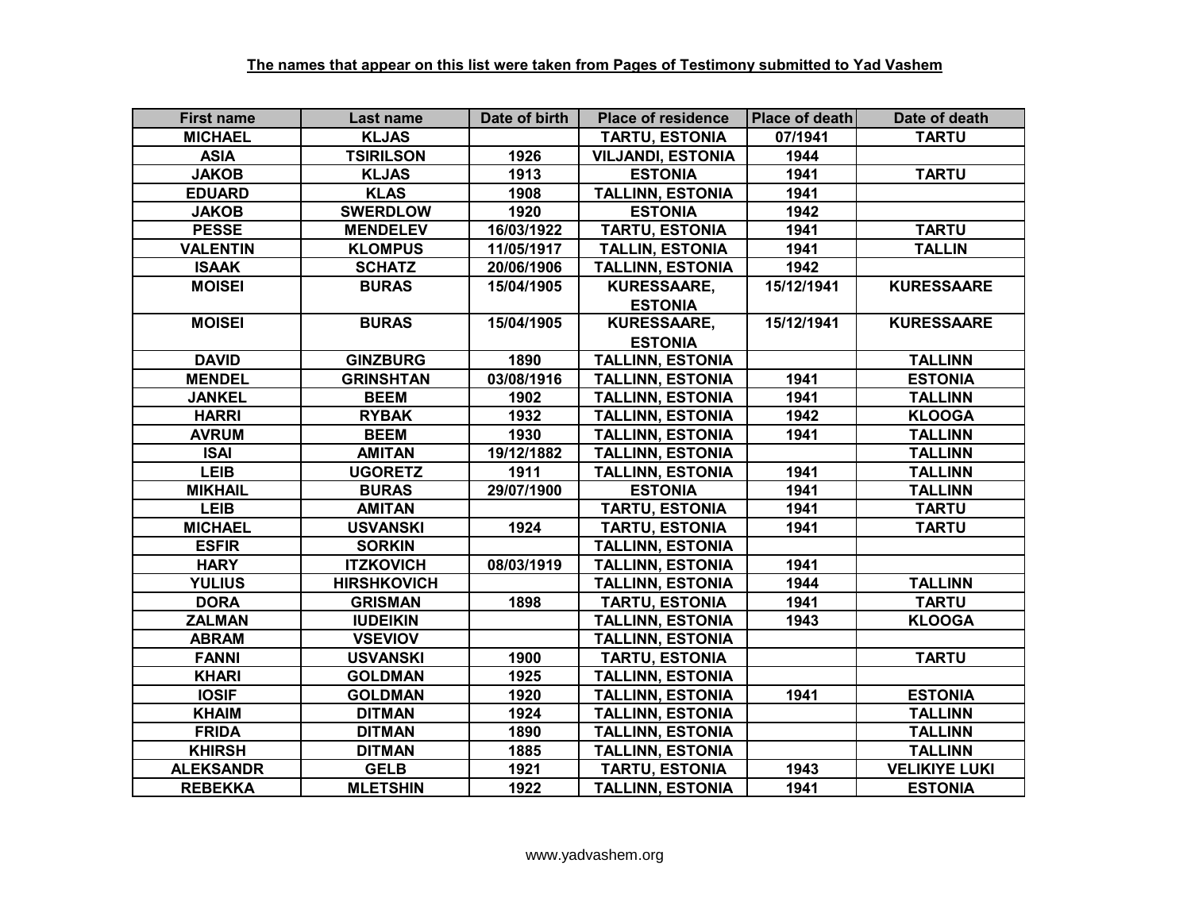**The names that appear on this list were taken from Pages of Testimony submitted to Yad Vashem**

| First name | Last name | Date of birth | Place of residence | Place of death | Date of death |
|---|---|---|---|---|---|
| MICHAEL | KLJAS | | TARTU, ESTONIA | 07/1941 | TARTU |
| ASIA | TSIRILSON | 1926 | VILJANDI, ESTONIA | 1944 | |
| JAKOB | KLJAS | 1913 | ESTONIA | 1941 | TARTU |
| EDUARD | KLAS | 1908 | TALLINN, ESTONIA | 1941 | |
| JAKOB | SWERDLOW | 1920 | ESTONIA | 1942 | |
| PESSE | MENDELEV | 16/03/1922 | TARTU, ESTONIA | 1941 | TARTU |
| VALENTIN | KLOMPUS | 11/05/1917 | TALLIN, ESTONIA | 1941 | TALLIN |
| ISAAK | SCHATZ | 20/06/1906 | TALLINN, ESTONIA | 1942 | |
| MOISEI | BURAS | 15/04/1905 | KURESSAARE, ESTONIA | 15/12/1941 | KURESSAARE |
| MOISEI | BURAS | 15/04/1905 | KURESSAARE, ESTONIA | 15/12/1941 | KURESSAARE |
| DAVID | GINZBURG | 1890 | TALLINN, ESTONIA | | TALLINN |
| MENDEL | GRINSHTAN | 03/08/1916 | TALLINN, ESTONIA | 1941 | ESTONIA |
| JANKEL | BEEM | 1902 | TALLINN, ESTONIA | 1941 | TALLINN |
| HARRI | RYBAK | 1932 | TALLINN, ESTONIA | 1942 | KLOOGA |
| AVRUM | BEEM | 1930 | TALLINN, ESTONIA | 1941 | TALLINN |
| ISAI | AMITAN | 19/12/1882 | TALLINN, ESTONIA | | TALLINN |
| LEIB | UGORETZ | 1911 | TALLINN, ESTONIA | 1941 | TALLINN |
| MIKHAIL | BURAS | 29/07/1900 | ESTONIA | 1941 | TALLINN |
| LEIB | AMITAN | | TARTU, ESTONIA | 1941 | TARTU |
| MICHAEL | USVANSKI | 1924 | TARTU, ESTONIA | 1941 | TARTU |
| ESFIR | SORKIN | | TALLINN, ESTONIA | | |
| HARY | ITZKOVICH | 08/03/1919 | TALLINN, ESTONIA | 1941 | |
| YULIUS | HIRSHKOVICH | | TALLINN, ESTONIA | 1944 | TALLINN |
| DORA | GRISMAN | 1898 | TARTU, ESTONIA | 1941 | TARTU |
| ZALMAN | IUDEIKIN | | TALLINN, ESTONIA | 1943 | KLOOGA |
| ABRAM | VSEVIOV | | TALLINN, ESTONIA | | |
| FANNI | USVANSKI | 1900 | TARTU, ESTONIA | | TARTU |
| KHARI | GOLDMAN | 1925 | TALLINN, ESTONIA | | |
| IOSIF | GOLDMAN | 1920 | TALLINN, ESTONIA | 1941 | ESTONIA |
| KHAIM | DITMAN | 1924 | TALLINN, ESTONIA | | TALLINN |
| FRIDA | DITMAN | 1890 | TALLINN, ESTONIA | | TALLINN |
| KHIRSH | DITMAN | 1885 | TALLINN, ESTONIA | | TALLINN |
| ALEKSANDR | GELB | 1921 | TARTU, ESTONIA | 1943 | VELIKIYE LUKI |
| REBEKKA | MLETSHIN | 1922 | TALLINN, ESTONIA | 1941 | ESTONIA |

www.yadvashem.org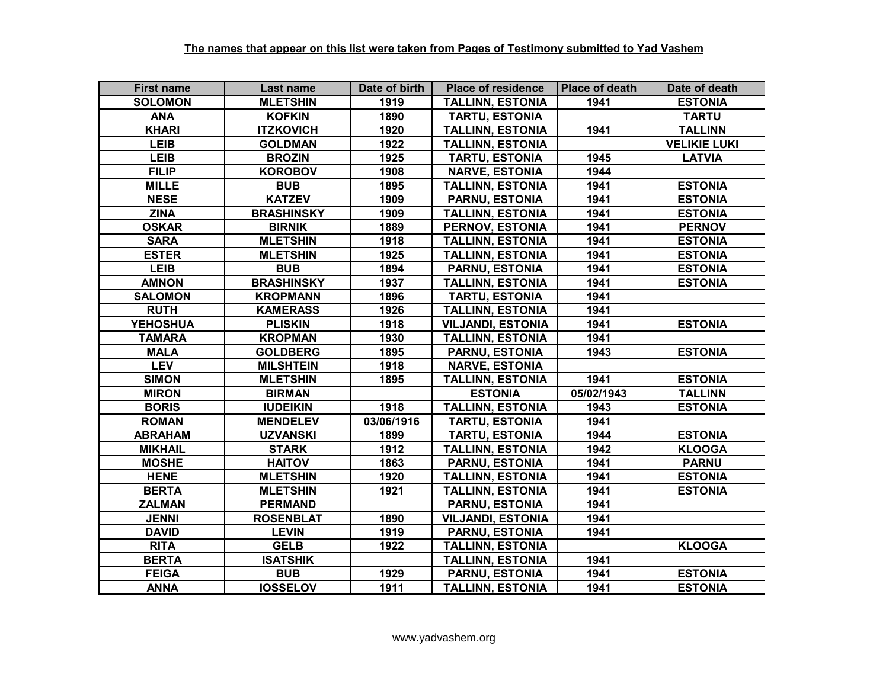**The names that appear on this list were taken from Pages of Testimony submitted to Yad Vashem**

| First name | Last name | Date of birth | Place of residence | Place of death | Date of death |
|---|---|---|---|---|---|
| SOLOMON | MLETSHIN | 1919 | TALLINN, ESTONIA | 1941 | ESTONIA |
| ANA | KOFKIN | 1890 | TARTU, ESTONIA | | TARTU |
| KHARI | ITZKOVICH | 1920 | TALLINN, ESTONIA | 1941 | TALLINN |
| LEIB | GOLDMAN | 1922 | TALLINN, ESTONIA | | VELIKIE LUKI |
| LEIB | BROZIN | 1925 | TARTU, ESTONIA | 1945 | LATVIA |
| FILIP | KOROBOV | 1908 | NARVE, ESTONIA | 1944 | |
| MILLE | BUB | 1895 | TALLINN, ESTONIA | 1941 | ESTONIA |
| NESE | KATZEV | 1909 | PARNU, ESTONIA | 1941 | ESTONIA |
| ZINA | BRASHINSKY | 1909 | TALLINN, ESTONIA | 1941 | ESTONIA |
| OSKAR | BIRNIK | 1889 | PERNOV, ESTONIA | 1941 | PERNOV |
| SARA | MLETSHIN | 1918 | TALLINN, ESTONIA | 1941 | ESTONIA |
| ESTER | MLETSHIN | 1925 | TALLINN, ESTONIA | 1941 | ESTONIA |
| LEIB | BUB | 1894 | PARNU, ESTONIA | 1941 | ESTONIA |
| AMNON | BRASHINSKY | 1937 | TALLINN, ESTONIA | 1941 | ESTONIA |
| SALOMON | KROPMANN | 1896 | TARTU, ESTONIA | 1941 | |
| RUTH | KAMERASS | 1926 | TALLINN, ESTONIA | 1941 | |
| YEHOSHUA | PLISKIN | 1918 | VILJANDI, ESTONIA | 1941 | ESTONIA |
| TAMARA | KROPMAN | 1930 | TALLINN, ESTONIA | 1941 | |
| MALA | GOLDBERG | 1895 | PARNU, ESTONIA | 1943 | ESTONIA |
| LEV | MILSHTEIN | 1918 | NARVE, ESTONIA | | |
| SIMON | MLETSHIN | 1895 | TALLINN, ESTONIA | 1941 | ESTONIA |
| MIRON | BIRMAN | | ESTONIA | 05/02/1943 | TALLINN |
| BORIS | IUDEIKIN | 1918 | TALLINN, ESTONIA | 1943 | ESTONIA |
| ROMAN | MENDELEV | 03/06/1916 | TARTU, ESTONIA | 1941 | |
| ABRAHAM | UZVANSKI | 1899 | TARTU, ESTONIA | 1944 | ESTONIA |
| MIKHAIL | STARK | 1912 | TALLINN, ESTONIA | 1942 | KLOOGA |
| MOSHE | HAITOV | 1863 | PARNU, ESTONIA | 1941 | PARNU |
| HENE | MLETSHIN | 1920 | TALLINN, ESTONIA | 1941 | ESTONIA |
| BERTA | MLETSHIN | 1921 | TALLINN, ESTONIA | 1941 | ESTONIA |
| ZALMAN | PERMAND | | PARNU, ESTONIA | 1941 | |
| JENNI | ROSENBLAT | 1890 | VILJANDI, ESTONIA | 1941 | |
| DAVID | LEVIN | 1919 | PARNU, ESTONIA | 1941 | |
| RITA | GELB | 1922 | TALLINN, ESTONIA | | KLOOGA |
| BERTA | ISATSHIK | | TALLINN, ESTONIA | 1941 | |
| FEIGA | BUB | 1929 | PARNU, ESTONIA | 1941 | ESTONIA |
| ANNA | IOSSELOV | 1911 | TALLINN, ESTONIA | 1941 | ESTONIA |

www.yadvashem.org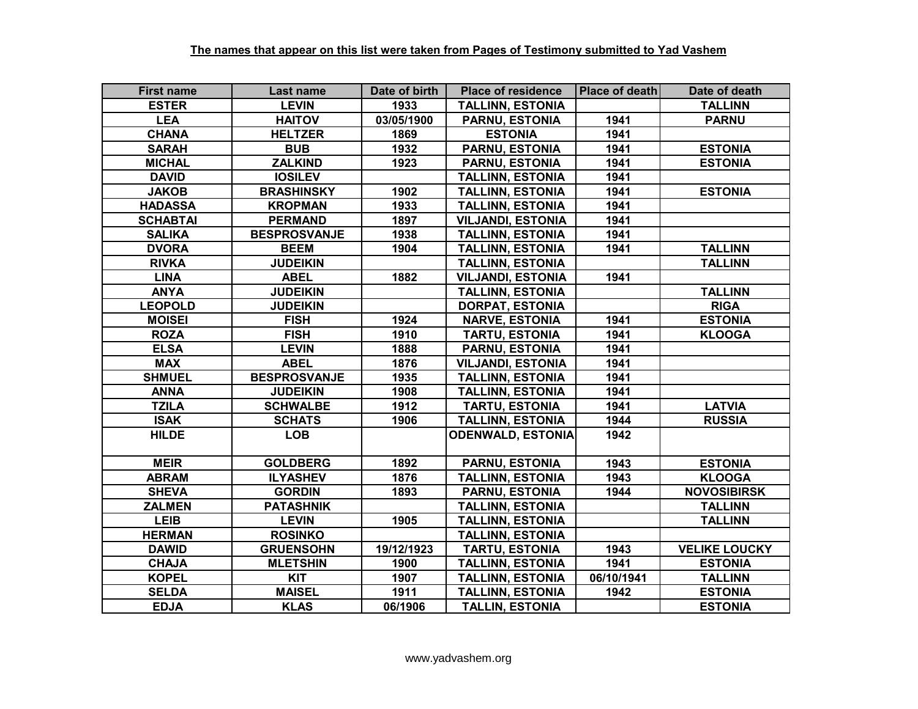**The names that appear on this list were taken from Pages of Testimony submitted to Yad Vashem**

| First name | Last name | Date of birth | Place of residence | Place of death | Date of death |
|---|---|---|---|---|---|
| ESTER | LEVIN | 1933 | TALLINN, ESTONIA | | TALLINN |
| LEA | HAITOV | 03/05/1900 | PARNU, ESTONIA | 1941 | PARNU |
| CHANA | HELTZER | 1869 | ESTONIA | 1941 | |
| SARAH | BUB | 1932 | PARNU, ESTONIA | 1941 | ESTONIA |
| MICHAL | ZALKIND | 1923 | PARNU, ESTONIA | 1941 | ESTONIA |
| DAVID | IOSILEV | | TALLINN, ESTONIA | 1941 | |
| JAKOB | BRASHINSKY | 1902 | TALLINN, ESTONIA | 1941 | ESTONIA |
| HADASSA | KROPMAN | 1933 | TALLINN, ESTONIA | 1941 | |
| SCHABTAI | PERMAND | 1897 | VILJANDI, ESTONIA | 1941 | |
| SALIKA | BESPROSVANJE | 1938 | TALLINN, ESTONIA | 1941 | |
| DVORA | BEEM | 1904 | TALLINN, ESTONIA | 1941 | TALLINN |
| RIVKA | JUDEIKIN | | TALLINN, ESTONIA | | TALLINN |
| LINA | ABEL | 1882 | VILJANDI, ESTONIA | 1941 | |
| ANYA | JUDEIKIN | | TALLINN, ESTONIA | | TALLINN |
| LEOPOLD | JUDEIKIN | | DORPAT, ESTONIA | | RIGA |
| MOISEI | FISH | 1924 | NARVE, ESTONIA | 1941 | ESTONIA |
| ROZA | FISH | 1910 | TARTU, ESTONIA | 1941 | KLOOGA |
| ELSA | LEVIN | 1888 | PARNU, ESTONIA | 1941 | |
| MAX | ABEL | 1876 | VILJANDI, ESTONIA | 1941 | |
| SHMUEL | BESPROSVANJE | 1935 | TALLINN, ESTONIA | 1941 | |
| ANNA | JUDEIKIN | 1908 | TALLINN, ESTONIA | 1941 | |
| TZILA | SCHWALBE | 1912 | TARTU, ESTONIA | 1941 | LATVIA |
| ISAK | SCHATS | 1906 | TALLINN, ESTONIA | 1944 | RUSSIA |
| HILDE | LOB | | ODENWALD, ESTONIA | 1942 | |
| MEIR | GOLDBERG | 1892 | PARNU, ESTONIA | 1943 | ESTONIA |
| ABRAM | ILYASHEV | 1876 | TALLINN, ESTONIA | 1943 | KLOOGA |
| SHEVA | GORDIN | 1893 | PARNU, ESTONIA | 1944 | NOVOSIBIRSK |
| ZALMEN | PATASHNIK | | TALLINN, ESTONIA | | TALLINN |
| LEIB | LEVIN | 1905 | TALLINN, ESTONIA | | TALLINN |
| HERMAN | ROSINKO | | TALLINN, ESTONIA | | |
| DAWID | GRUENSOHN | 19/12/1923 | TARTU, ESTONIA | 1943 | VELIKE LOUCKY |
| CHAJA | MLETSHIN | 1900 | TALLINN, ESTONIA | 1941 | ESTONIA |
| KOPEL | KIT | 1907 | TALLINN, ESTONIA | 06/10/1941 | TALLINN |
| SELDA | MAISEL | 1911 | TALLINN, ESTONIA | 1942 | ESTONIA |
| EDJA | KLAS | 06/1906 | TALLIN, ESTONIA | | ESTONIA |

www.yadvashem.org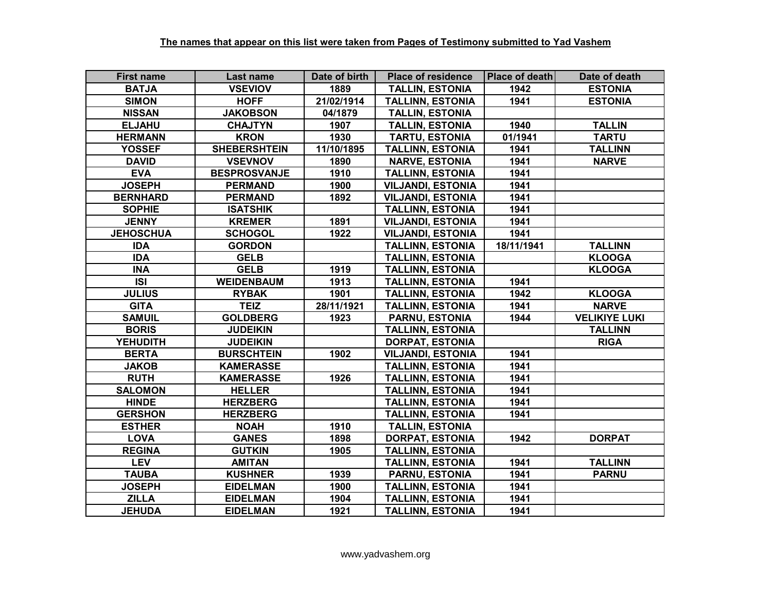**The names that appear on this list were taken from Pages of Testimony submitted to Yad Vashem**

| First name | Last name | Date of birth | Place of residence | Place of death | Date of death |
|---|---|---|---|---|---|
| BATJA | VSEVIOV | 1889 | TALLIN, ESTONIA | 1942 | ESTONIA |
| SIMON | HOFF | 21/02/1914 | TALLINN, ESTONIA | 1941 | ESTONIA |
| NISSAN | JAKOBSON | 04/1879 | TALLIN, ESTONIA | | |
| ELJAHU | CHAJTYN | 1907 | TALLIN, ESTONIA | 1940 | TALLIN |
| HERMANN | KRON | 1930 | TARTU, ESTONIA | 01/1941 | TARTU |
| YOSSEF | SHEBERSHTEIN | 11/10/1895 | TALLINN, ESTONIA | 1941 | TALLINN |
| DAVID | VSEVNOV | 1890 | NARVE, ESTONIA | 1941 | NARVE |
| EVA | BESPROSVANJE | 1910 | TALLINN, ESTONIA | 1941 | |
| JOSEPH | PERMAND | 1900 | VILJANDI, ESTONIA | 1941 | |
| BERNHARD | PERMAND | 1892 | VILJANDI, ESTONIA | 1941 | |
| SOPHIE | ISATSHIK | | TALLINN, ESTONIA | 1941 | |
| JENNY | KREMER | 1891 | VILJANDI, ESTONIA | 1941 | |
| JEHOSCHUA | SCHOGOL | 1922 | VILJANDI, ESTONIA | 1941 | |
| IDA | GORDON | | TALLINN, ESTONIA | 18/11/1941 | TALLINN |
| IDA | GELB | | TALLINN, ESTONIA | | KLOOGA |
| INA | GELB | 1919 | TALLINN, ESTONIA | | KLOOGA |
| ISI | WEIDENBAUM | 1913 | TALLINN, ESTONIA | 1941 | |
| JULIUS | RYBAK | 1901 | TALLINN, ESTONIA | 1942 | KLOOGA |
| GITA | TEIZ | 28/11/1921 | TALLINN, ESTONIA | 1941 | NARVE |
| SAMUIL | GOLDBERG | 1923 | PARNU, ESTONIA | 1944 | VELIKIYE LUKI |
| BORIS | JUDEIKIN | | TALLINN, ESTONIA | | TALLINN |
| YEHUDITH | JUDEIKIN | | DORPAT, ESTONIA | | RIGA |
| BERTA | BURSCHTEIN | 1902 | VILJANDI, ESTONIA | 1941 | |
| JAKOB | KAMERASSE | | TALLINN, ESTONIA | 1941 | |
| RUTH | KAMERASSE | 1926 | TALLINN, ESTONIA | 1941 | |
| SALOMON | HELLER | | TALLINN, ESTONIA | 1941 | |
| HINDE | HERZBERG | | TALLINN, ESTONIA | 1941 | |
| GERSHON | HERZBERG | | TALLINN, ESTONIA | 1941 | |
| ESTHER | NOAH | 1910 | TALLIN, ESTONIA | | |
| LOVA | GANES | 1898 | DORPAT, ESTONIA | 1942 | DORPAT |
| REGINA | GUTKIN | 1905 | TALLINN, ESTONIA | | |
| LEV | AMITAN | | TALLINN, ESTONIA | 1941 | TALLINN |
| TAUBA | KUSHNER | 1939 | PARNU, ESTONIA | 1941 | PARNU |
| JOSEPH | EIDELMAN | 1900 | TALLINN, ESTONIA | 1941 | |
| ZILLA | EIDELMAN | 1904 | TALLINN, ESTONIA | 1941 | |
| JEHUDA | EIDELMAN | 1921 | TALLINN, ESTONIA | 1941 | |

www.yadvashem.org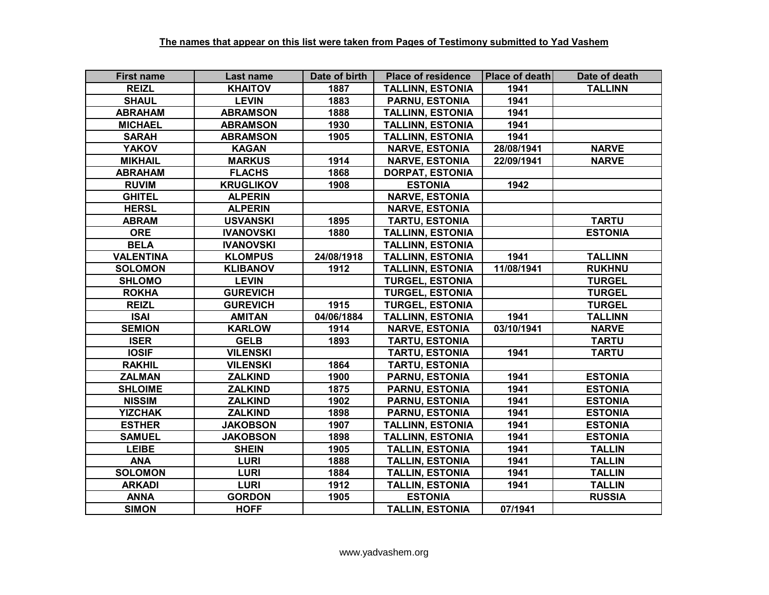**The names that appear on this list were taken from Pages of Testimony submitted to Yad Vashem**

| First name | Last name | Date of birth | Place of residence | Place of death | Date of death |
|---|---|---|---|---|---|
| REIZL | KHAITOV | 1887 | TALLINN, ESTONIA | 1941 | TALLINN |
| SHAUL | LEVIN | 1883 | PARNU, ESTONIA | 1941 | |
| ABRAHAM | ABRAMSON | 1888 | TALLINN, ESTONIA | 1941 | |
| MICHAEL | ABRAMSON | 1930 | TALLINN, ESTONIA | 1941 | |
| SARAH | ABRAMSON | 1905 | TALLINN, ESTONIA | 1941 | |
| YAKOV | KAGAN | | NARVE, ESTONIA | 28/08/1941 | NARVE |
| MIKHAIL | MARKUS | 1914 | NARVE, ESTONIA | 22/09/1941 | NARVE |
| ABRAHAM | FLACHS | 1868 | DORPAT, ESTONIA | | |
| RUVIM | KRUGLIKOV | 1908 | ESTONIA | 1942 | |
| GHITEL | ALPERIN | | NARVE, ESTONIA | | |
| HERSL | ALPERIN | | NARVE, ESTONIA | | |
| ABRAM | USVANSKI | 1895 | TARTU, ESTONIA | | TARTU |
| ORE | IVANOVSKI | 1880 | TALLINN, ESTONIA | | ESTONIA |
| BELA | IVANOVSKI | | TALLINN, ESTONIA | | |
| VALENTINA | KLOMPUS | 24/08/1918 | TALLINN, ESTONIA | 1941 | TALLINN |
| SOLOMON | KLIBANOV | 1912 | TALLINN, ESTONIA | 11/08/1941 | RUKHNU |
| SHLOMO | LEVIN | | TURGEL, ESTONIA | | TURGEL |
| ROKHA | GUREVICH | | TURGEL, ESTONIA | | TURGEL |
| REIZL | GUREVICH | 1915 | TURGEL, ESTONIA | | TURGEL |
| ISAI | AMITAN | 04/06/1884 | TALLINN, ESTONIA | 1941 | TALLINN |
| SEMION | KARLOW | 1914 | NARVE, ESTONIA | 03/10/1941 | NARVE |
| ISER | GELB | 1893 | TARTU, ESTONIA | | TARTU |
| IOSIF | VILENSKI | | TARTU, ESTONIA | 1941 | TARTU |
| RAKHIL | VILENSKI | 1864 | TARTU, ESTONIA | | |
| ZALMAN | ZALKIND | 1900 | PARNU, ESTONIA | 1941 | ESTONIA |
| SHLOIME | ZALKIND | 1875 | PARNU, ESTONIA | 1941 | ESTONIA |
| NISSIM | ZALKIND | 1902 | PARNU, ESTONIA | 1941 | ESTONIA |
| YIZCHAK | ZALKIND | 1898 | PARNU, ESTONIA | 1941 | ESTONIA |
| ESTHER | JAKOBSON | 1907 | TALLINN, ESTONIA | 1941 | ESTONIA |
| SAMUEL | JAKOBSON | 1898 | TALLINN, ESTONIA | 1941 | ESTONIA |
| LEIBE | SHEIN | 1905 | TALLIN, ESTONIA | 1941 | TALLIN |
| ANA | LURI | 1888 | TALLIN, ESTONIA | 1941 | TALLIN |
| SOLOMON | LURI | 1884 | TALLIN, ESTONIA | 1941 | TALLIN |
| ARKADI | LURI | 1912 | TALLIN, ESTONIA | 1941 | TALLIN |
| ANNA | GORDON | 1905 | ESTONIA | | RUSSIA |
| SIMON | HOFF | | TALLIN, ESTONIA | 07/1941 | |

www.yadvashem.org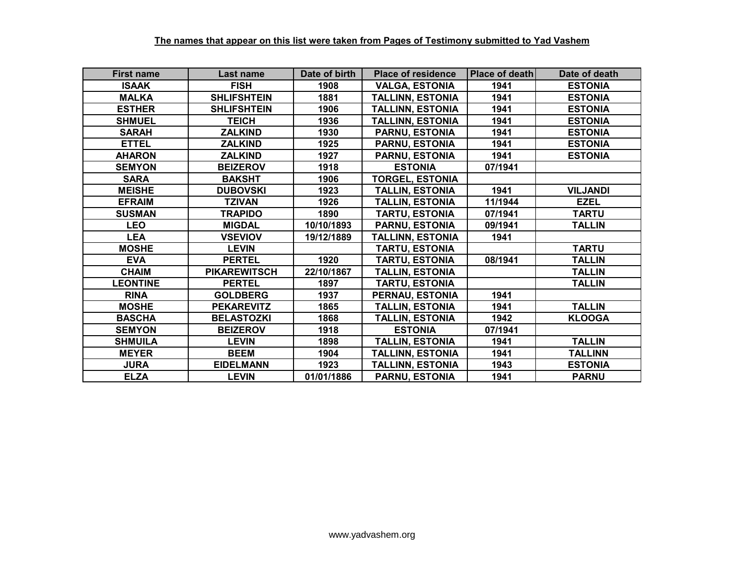**The names that appear on this list were taken from Pages of Testimony submitted to Yad Vashem**

| First name | Last name | Date of birth | Place of residence | Place of death | Date of death |
| --- | --- | --- | --- | --- | --- |
| ISAAK | FISH | 1908 | VALGA, ESTONIA | 1941 | ESTONIA |
| MALKA | SHLIFSHTEIN | 1881 | TALLINN, ESTONIA | 1941 | ESTONIA |
| ESTHER | SHLIFSHTEIN | 1906 | TALLINN, ESTONIA | 1941 | ESTONIA |
| SHMUEL | TEICH | 1936 | TALLINN, ESTONIA | 1941 | ESTONIA |
| SARAH | ZALKIND | 1930 | PARNU, ESTONIA | 1941 | ESTONIA |
| ETTEL | ZALKIND | 1925 | PARNU, ESTONIA | 1941 | ESTONIA |
| AHARON | ZALKIND | 1927 | PARNU, ESTONIA | 1941 | ESTONIA |
| SEMYON | BEIZEROV | 1918 | ESTONIA | 07/1941 | |
| SARA | BAKSHT | 1906 | TORGEL, ESTONIA | | |
| MEISHE | DUBOVSKI | 1923 | TALLIN, ESTONIA | 1941 | VILJANDI |
| EFRAIM | TZIVAN | 1926 | TALLIN, ESTONIA | 11/1944 | EZEL |
| SUSMAN | TRAPIDO | 1890 | TARTU, ESTONIA | 07/1941 | TARTU |
| LEO | MIGDAL | 10/10/1893 | PARNU, ESTONIA | 09/1941 | TALLIN |
| LEA | VSEVIOV | 19/12/1889 | TALLINN, ESTONIA | 1941 | |
| MOSHE | LEVIN | | TARTU, ESTONIA | | TARTU |
| EVA | PERTEL | 1920 | TARTU, ESTONIA | 08/1941 | TALLIN |
| CHAIM | PIKAREWITSCH | 22/10/1867 | TALLIN, ESTONIA | | TALLIN |
| LEONTINE | PERTEL | 1897 | TARTU, ESTONIA | | TALLIN |
| RINA | GOLDBERG | 1937 | PERNAU, ESTONIA | 1941 | |
| MOSHE | PEKAREVITZ | 1865 | TALLIN, ESTONIA | 1941 | TALLIN |
| BASCHA | BELASTOZKI | 1868 | TALLIN, ESTONIA | 1942 | KLOOGA |
| SEMYON | BEIZEROV | 1918 | ESTONIA | 07/1941 | |
| SHMUILA | LEVIN | 1898 | TALLIN, ESTONIA | 1941 | TALLIN |
| MEYER | BEEM | 1904 | TALLINN, ESTONIA | 1941 | TALLINN |
| JURA | EIDELMANN | 1923 | TALLINN, ESTONIA | 1943 | ESTONIA |
| ELZA | LEVIN | 01/01/1886 | PARNU, ESTONIA | 1941 | PARNU |

www.yadvashem.org